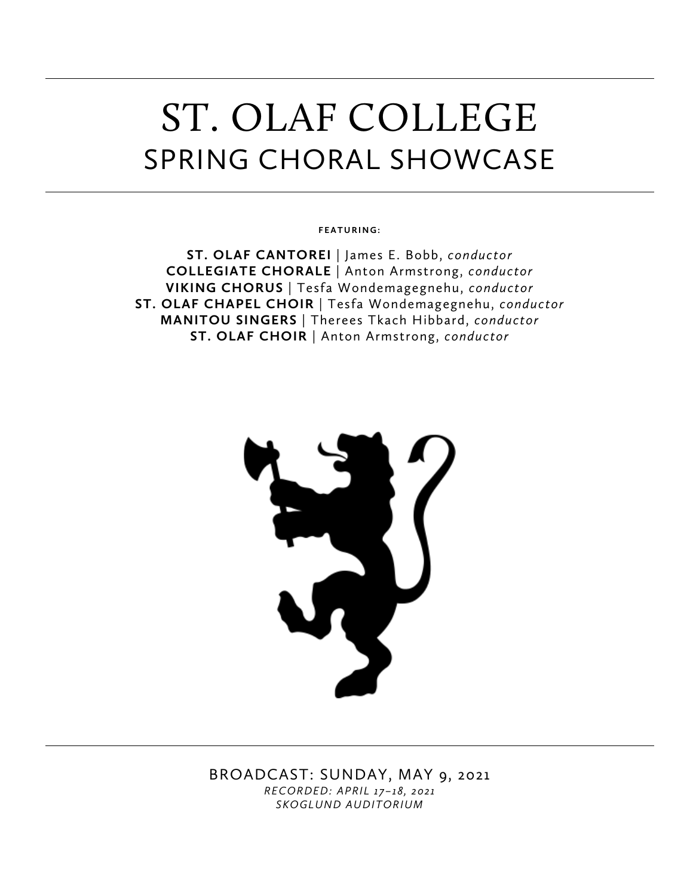# ST. OLAF COLLEGE
## SPRING CHORAL SHOWCASE

**FEATURING:**

**ST. OLAF CANTOREI** | James E. Bobb, *conductor*
**COLLEGIATE CHORALE** | Anton Armstrong, *conductor*
**VIKING CHORUS** | Tesfa Wondemagegnehu, *conductor*
**ST. OLAF CHAPEL CHOIR** | Tesfa Wondemagegnehu, *conductor*
**MANITOU SINGERS** | Therees Tkach Hibbard, *conductor*
**ST. OLAF CHOIR** | Anton Armstrong, *conductor*

BROADCAST: SUNDAY, MAY 9, 2021
*RECORDED: APRIL 17–18, 2021*
*SKOGLUND AUDITORIUM*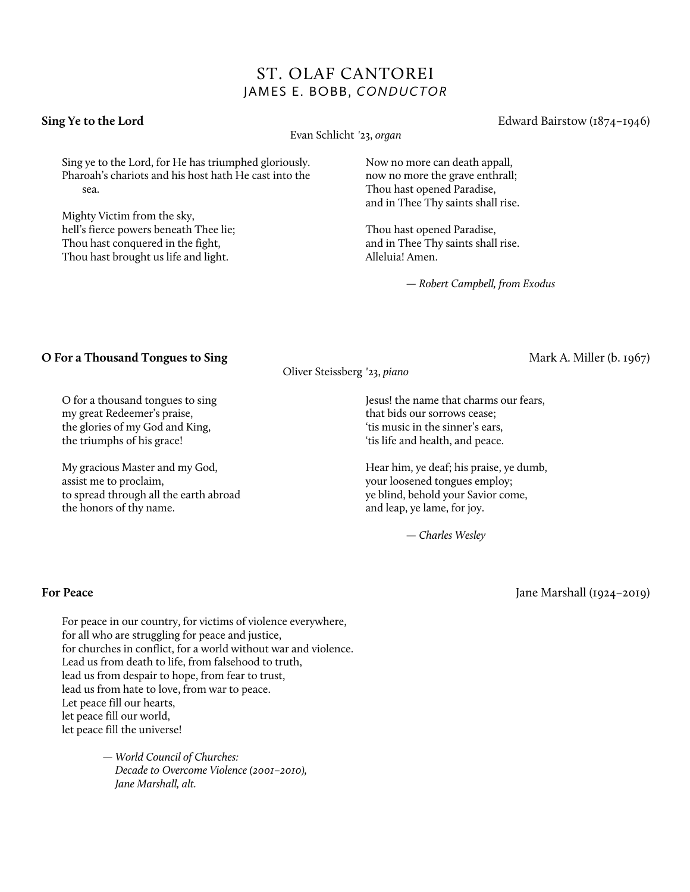# ST. OLAF CANTOREI
## JAMES E. BOBB, *CONDUCTOR*

**Sing Ye to the Lord** — Edward Bairstow (1874–1946)

Evan Schlicht '23, *organ*

Sing ye to the Lord, for He has triumphed gloriously.
Pharoah's chariots and his host hath He cast into the sea.

Mighty Victim from the sky,
hell's fierce powers beneath Thee lie;
Thou hast conquered in the fight,
Thou hast brought us life and light.

Now no more can death appall,
now no more the grave enthrall;
Thou hast opened Paradise,
and in Thee Thy saints shall rise.

Thou hast opened Paradise,
and in Thee Thy saints shall rise.
Alleluia! Amen.

— *Robert Campbell, from Exodus*

**O For a Thousand Tongues to Sing** — Mark A. Miller (b. 1967)

Oliver Steissberg '23, *piano*

O for a thousand tongues to sing
my great Redeemer's praise,
the glories of my God and King,
the triumphs of his grace!

My gracious Master and my God,
assist me to proclaim,
to spread through all the earth abroad
the honors of thy name.

Jesus! the name that charms our fears,
that bids our sorrows cease;
'tis music in the sinner's ears,
'tis life and health, and peace.

Hear him, ye deaf; his praise, ye dumb,
your loosened tongues employ;
ye blind, behold your Savior come,
and leap, ye lame, for joy.

— *Charles Wesley*

**For Peace** — Jane Marshall (1924–2019)

For peace in our country, for victims of violence everywhere,
for all who are struggling for peace and justice,
for churches in conflict, for a world without war and violence.
Lead us from death to life, from falsehood to truth,
lead us from despair to hope, from fear to trust,
lead us from hate to love, from war to peace.
Let peace fill our hearts,
let peace fill our world,
let peace fill the universe!

— *World Council of Churches:
Decade to Overcome Violence (2001–2010),
Jane Marshall, alt.*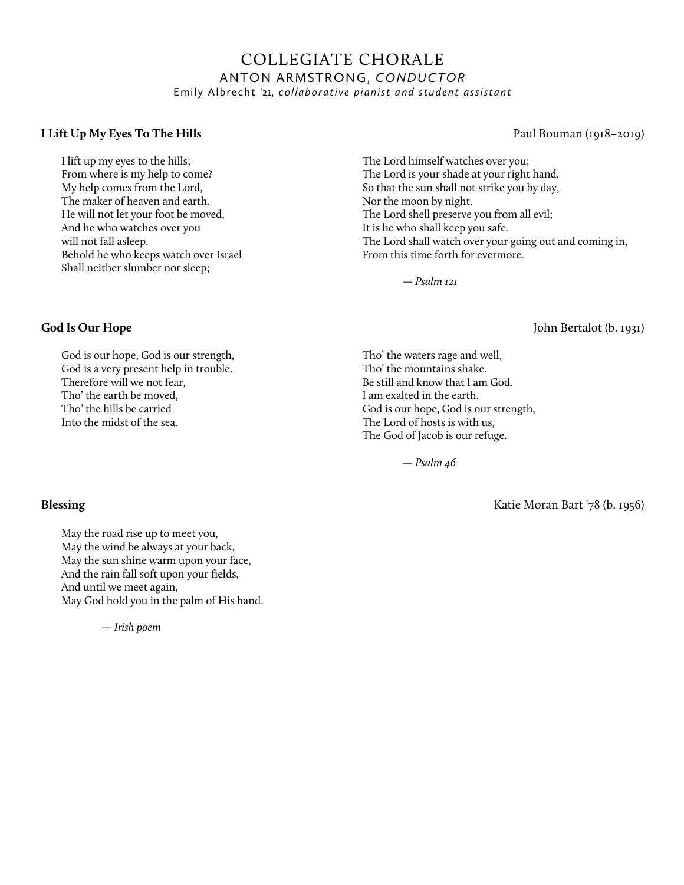# COLLEGIATE CHORALE

## ANTON ARMSTRONG, *CONDUCTOR*

Emily Albrecht '21, *collaborative pianist and student assistant*

**I Lift Up My Eyes To The Hills** — Paul Bouman (1918–2019)

I lift up my eyes to the hills;
From where is my help to come?
My help comes from the Lord,
The maker of heaven and earth.
He will not let your foot be moved,
And he who watches over you
will not fall asleep.
Behold he who keeps watch over Israel
Shall neither slumber nor sleep;

The Lord himself watches over you;
The Lord is your shade at your right hand,
So that the sun shall not strike you by day,
Nor the moon by night.
The Lord shell preserve you from all evil;
It is he who shall keep you safe.
The Lord shall watch over your going out and coming in,
From this time forth for evermore.

*— Psalm 121*

**God Is Our Hope** — John Bertalot (b. 1931)

God is our hope, God is our strength,
God is a very present help in trouble.
Therefore will we not fear,
Tho' the earth be moved,
Tho' the hills be carried
Into the midst of the sea.

Tho' the waters rage and well,
Tho' the mountains shake.
Be still and know that I am God.
I am exalted in the earth.
God is our hope, God is our strength,
The Lord of hosts is with us,
The God of Jacob is our refuge.

*— Psalm 46*

**Blessing** — Katie Moran Bart '78 (b. 1956)

May the road rise up to meet you,
May the wind be always at your back,
May the sun shine warm upon your face,
And the rain fall soft upon your fields,
And until we meet again,
May God hold you in the palm of His hand.

*— Irish poem*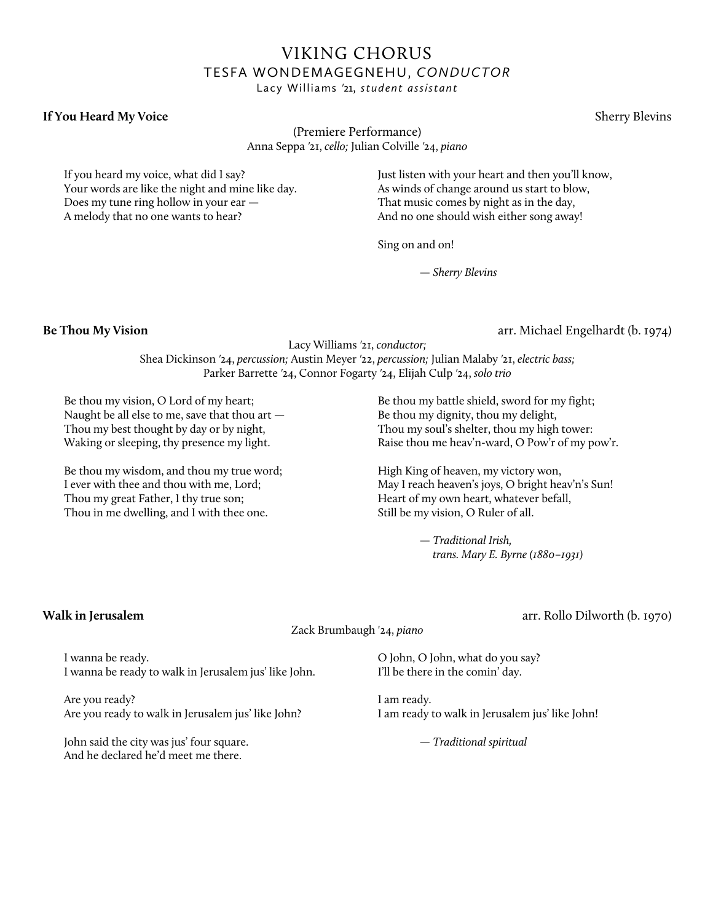# VIKING CHORUS

## TESFA WONDEMAGEGNEHU, *CONDUCTOR*

Lacy Williams '21, *student assistant*

**If You Heard My Voice** — Sherry Blevins

(Premiere Performance)
Anna Seppa '21, *cello;* Julian Colville '24, *piano*

If you heard my voice, what did I say?
Your words are like the night and mine like day.
Does my tune ring hollow in your ear —
A melody that no one wants to hear?

Just listen with your heart and then you'll know,
As winds of change around us start to blow,
That music comes by night as in the day,
And no one should wish either song away!

Sing on and on!

— *Sherry Blevins*

**Be Thou My Vision** — arr. Michael Engelhardt (b. 1974)

Lacy Williams '21, *conductor;*
Shea Dickinson '24, *percussion;* Austin Meyer '22, *percussion;* Julian Malaby '21, *electric bass;*
Parker Barrette '24, Connor Fogarty '24, Elijah Culp '24, *solo trio*

Be thou my vision, O Lord of my heart;
Naught be all else to me, save that thou art —
Thou my best thought by day or by night,
Waking or sleeping, thy presence my light.

Be thou my wisdom, and thou my true word;
I ever with thee and thou with me, Lord;
Thou my great Father, I thy true son;
Thou in me dwelling, and I with thee one.

Be thou my battle shield, sword for my fight;
Be thou my dignity, thou my delight,
Thou my soul's shelter, thou my high tower:
Raise thou me heav'n-ward, O Pow'r of my pow'r.

High King of heaven, my victory won,
May I reach heaven's joys, O bright heav'n's Sun!
Heart of my own heart, whatever befall,
Still be my vision, O Ruler of all.

— *Traditional Irish,
trans. Mary E. Byrne (1880–1931)*

**Walk in Jerusalem** — arr. Rollo Dilworth (b. 1970)

Zack Brumbaugh '24, *piano*

I wanna be ready.
I wanna be ready to walk in Jerusalem jus' like John.

Are you ready?
Are you ready to walk in Jerusalem jus' like John?

John said the city was jus' four square.
And he declared he'd meet me there.

O John, O John, what do you say?
I'll be there in the comin' day.

I am ready.
I am ready to walk in Jerusalem jus' like John!

— *Traditional spiritual*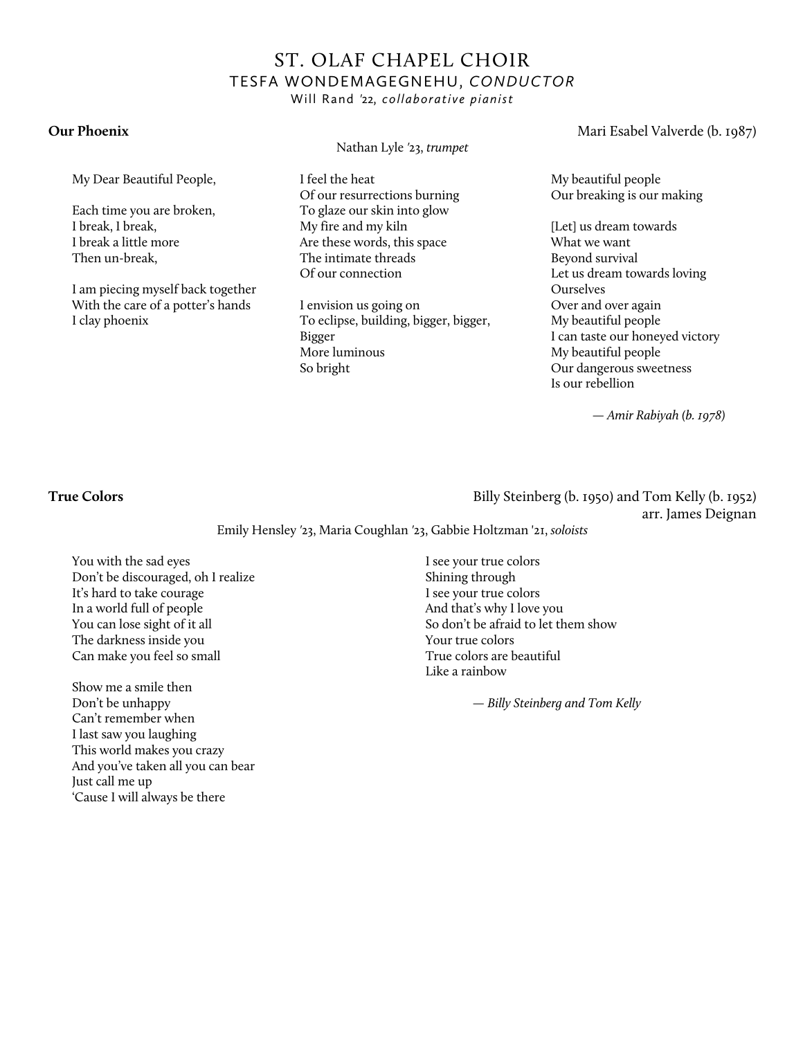# ST. OLAF CHAPEL CHOIR

## TESFA WONDEMAGEGNEHU, *CONDUCTOR*

Will Rand *'22, collaborative pianist*

**Our Phoenix** — Mari Esabel Valverde (b. 1987)

Nathan Lyle '23, *trumpet*

My Dear Beautiful People,

Each time you are broken,
I break, I break,
I break a little more
Then un-break,

I am piecing myself back together
With the care of a potter's hands
I clay phoenix

I feel the heat
Of our resurrections burning
To glaze our skin into glow
My fire and my kiln
Are these words, this space
The intimate threads
Of our connection

I envision us going on
To eclipse, building, bigger, bigger,
Bigger
More luminous
So bright

My beautiful people
Our breaking is our making

[Let] us dream towards
What we want
Beyond survival
Let us dream towards loving
Ourselves
Over and over again
My beautiful people
I can taste our honeyed victory
My beautiful people
Our dangerous sweetness
Is our rebellion

*— Amir Rabiyah (b. 1978)*

**True Colors** — Billy Steinberg (b. 1950) and Tom Kelly (b. 1952)
arr. James Deignan

Emily Hensley '23, Maria Coughlan '23, Gabbie Holtzman '21, *soloists*

You with the sad eyes
Don't be discouraged, oh I realize
It's hard to take courage
In a world full of people
You can lose sight of it all
The darkness inside you
Can make you feel so small

Show me a smile then
Don't be unhappy
Can't remember when
I last saw you laughing
This world makes you crazy
And you've taken all you can bear
Just call me up
'Cause I will always be there

I see your true colors
Shining through
I see your true colors
And that's why I love you
So don't be afraid to let them show
Your true colors
True colors are beautiful
Like a rainbow

*— Billy Steinberg and Tom Kelly*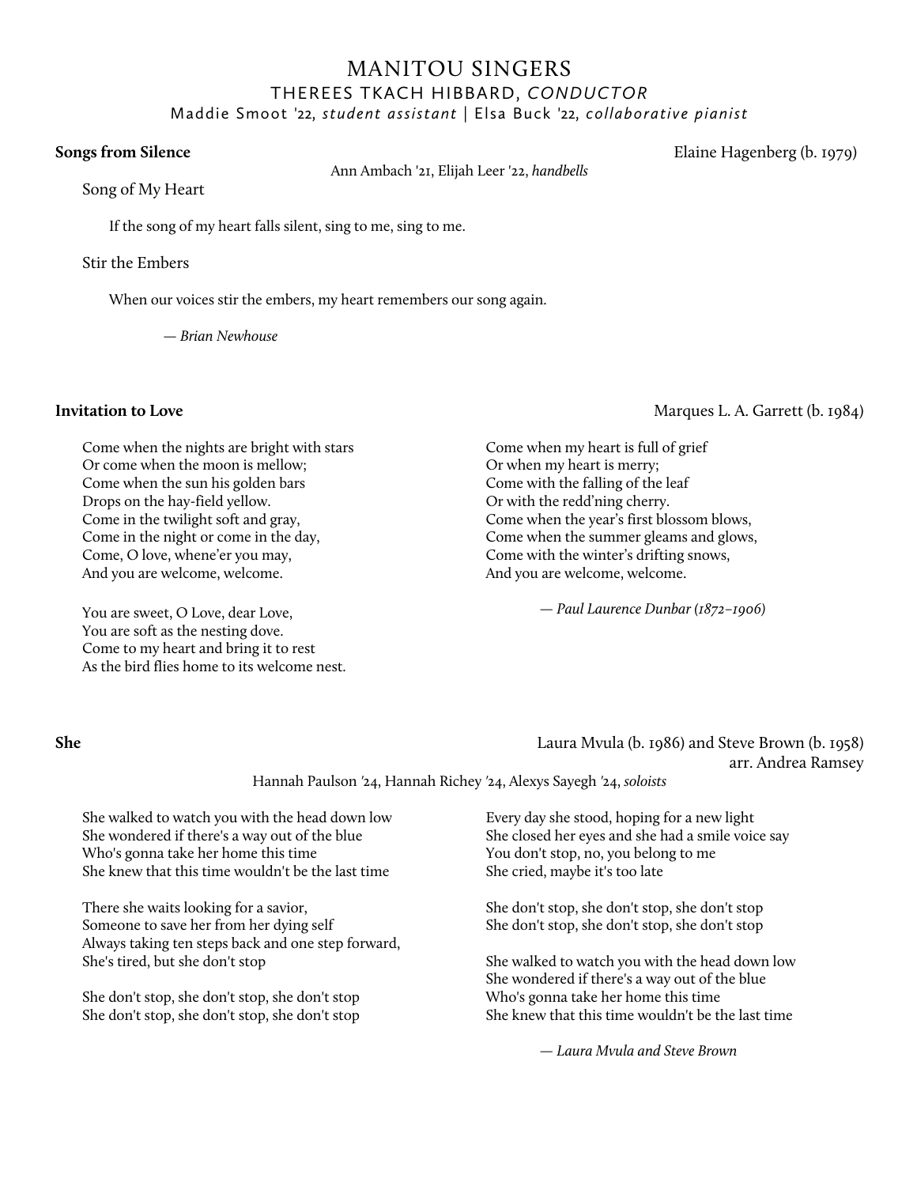# MANITOU SINGERS

## THEREES TKACH HIBBARD, *CONDUCTOR*

Maddie Smoot '22, *student assistant* | Elsa Buck '22, *collaborative pianist*

**Songs from Silence** — Elaine Hagenberg (b. 1979)

Ann Ambach '21, Elijah Leer '22, *handbells*

Song of My Heart

If the song of my heart falls silent, sing to me, sing to me.

Stir the Embers

When our voices stir the embers, my heart remembers our song again.

*— Brian Newhouse*

**Invitation to Love** — Marques L. A. Garrett (b. 1984)

Come when the nights are bright with stars
Or come when the moon is mellow;
Come when the sun his golden bars
Drops on the hay-field yellow.
Come in the twilight soft and gray,
Come in the night or come in the day,
Come, O love, whene'er you may,
And you are welcome, welcome.

You are sweet, O Love, dear Love,
You are soft as the nesting dove.
Come to my heart and bring it to rest
As the bird flies home to its welcome nest.

Come when my heart is full of grief
Or when my heart is merry;
Come with the falling of the leaf
Or with the redd'ning cherry.
Come when the year's first blossom blows,
Come when the summer gleams and glows,
Come with the winter's drifting snows,
And you are welcome, welcome.

*— Paul Laurence Dunbar (1872–1906)*

**She** — Laura Mvula (b. 1986) and Steve Brown (b. 1958)
arr. Andrea Ramsey

Hannah Paulson '24, Hannah Richey '24, Alexys Sayegh '24, *soloists*

She walked to watch you with the head down low
She wondered if there's a way out of the blue
Who's gonna take her home this time
She knew that this time wouldn't be the last time

There she waits looking for a savior,
Someone to save her from her dying self
Always taking ten steps back and one step forward,
She's tired, but she don't stop

She don't stop, she don't stop, she don't stop
She don't stop, she don't stop, she don't stop

Every day she stood, hoping for a new light
She closed her eyes and she had a smile voice say
You don't stop, no, you belong to me
She cried, maybe it's too late

She don't stop, she don't stop, she don't stop
She don't stop, she don't stop, she don't stop

She walked to watch you with the head down low
She wondered if there's a way out of the blue
Who's gonna take her home this time
She knew that this time wouldn't be the last time

*— Laura Mvula and Steve Brown*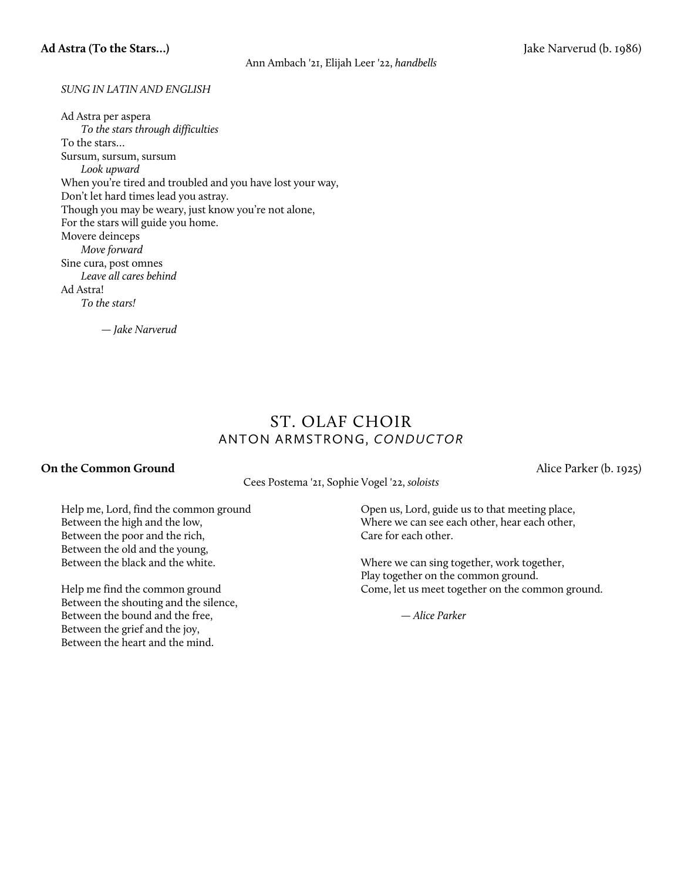**Ad Astra (To the Stars...)** Jake Narverud (b. 1986)

Ann Ambach '21, Elijah Leer '22, *handbells*

*SUNG IN LATIN AND ENGLISH*

Ad Astra per aspera
*To the stars through difficulties*
To the stars...
Sursum, sursum, sursum
*Look upward*
When you're tired and troubled and you have lost your way,
Don't let hard times lead you astray.
Though you may be weary, just know you're not alone,
For the stars will guide you home.
Movere deinceps
*Move forward*
Sine cura, post omnes
*Leave all cares behind*
Ad Astra!
*To the stars!*

*— Jake Narverud*

## ST. OLAF CHOIR
### ANTON ARMSTRONG, *CONDUCTOR*

**On the Common Ground** Alice Parker (b. 1925)

Cees Postema '21, Sophie Vogel '22, *soloists*

Help me, Lord, find the common ground
Between the high and the low,
Between the poor and the rich,
Between the old and the young,
Between the black and the white.

Help me find the common ground
Between the shouting and the silence,
Between the bound and the free,
Between the grief and the joy,
Between the heart and the mind.

Open us, Lord, guide us to that meeting place,
Where we can see each other, hear each other,
Care for each other.

Where we can sing together, work together,
Play together on the common ground.
Come, let us meet together on the common ground.

*— Alice Parker*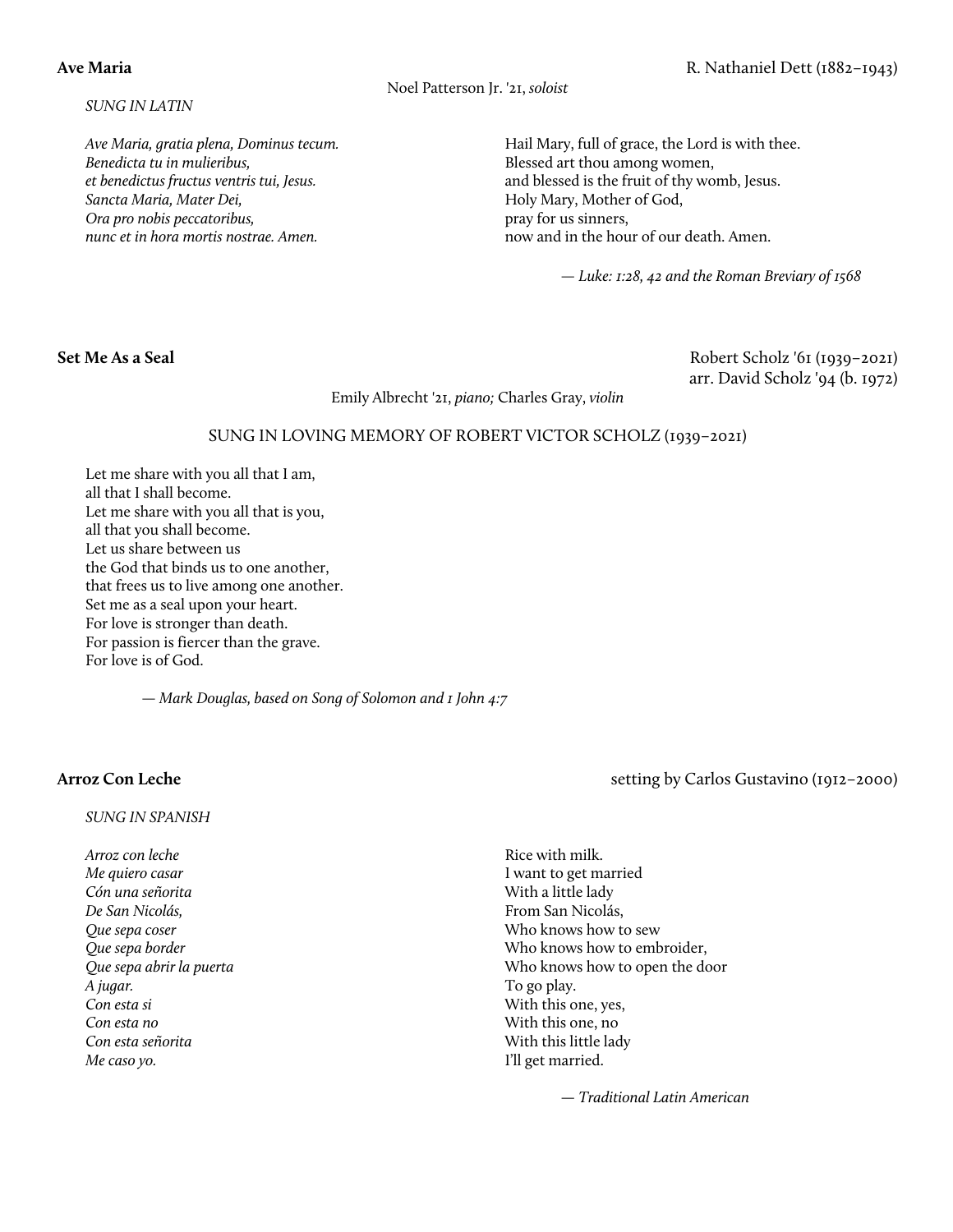**Ave Maria** R. Nathaniel Dett (1882–1943)

Noel Patterson Jr. '21, *soloist*

*SUNG IN LATIN*

*Ave Maria, gratia plena, Dominus tecum.*
*Benedicta tu in mulieribus,*
*et benedictus fructus ventris tui, Jesus.*
*Sancta Maria, Mater Dei,*
*Ora pro nobis peccatoribus,*
*nunc et in hora mortis nostrae. Amen.*

Hail Mary, full of grace, the Lord is with thee.
Blessed art thou among women,
and blessed is the fruit of thy womb, Jesus.
Holy Mary, Mother of God,
pray for us sinners,
now and in the hour of our death. Amen.

— *Luke: 1:28, 42 and the Roman Breviary of 1568*

**Set Me As a Seal** Robert Scholz '61 (1939–2021)
arr. David Scholz '94 (b. 1972)

Emily Albrecht '21, *piano;* Charles Gray, *violin*

SUNG IN LOVING MEMORY OF ROBERT VICTOR SCHOLZ (1939–2021)

Let me share with you all that I am,
all that I shall become.
Let me share with you all that is you,
all that you shall become.
Let us share between us
the God that binds us to one another,
that frees us to live among one another.
Set me as a seal upon your heart.
For love is stronger than death.
For passion is fiercer than the grave.
For love is of God.

— *Mark Douglas, based on Song of Solomon and 1 John 4:7*

**Arroz Con Leche** setting by Carlos Gustavino (1912–2000)

*SUNG IN SPANISH*

*Arroz con leche*
*Me quiero casar*
*Cón una señorita*
*De San Nicolás,*
*Que sepa coser*
*Que sepa border*
*Que sepa abrir la puerta*
*A jugar.*
*Con esta si*
*Con esta no*
*Con esta señorita*
*Me caso yo.*

Rice with milk.
I want to get married
With a little lady
From San Nicolás,
Who knows how to sew
Who knows how to embroider,
Who knows how to open the door
To go play.
With this one, yes,
With this one, no
With this little lady
I'll get married.

— *Traditional Latin American*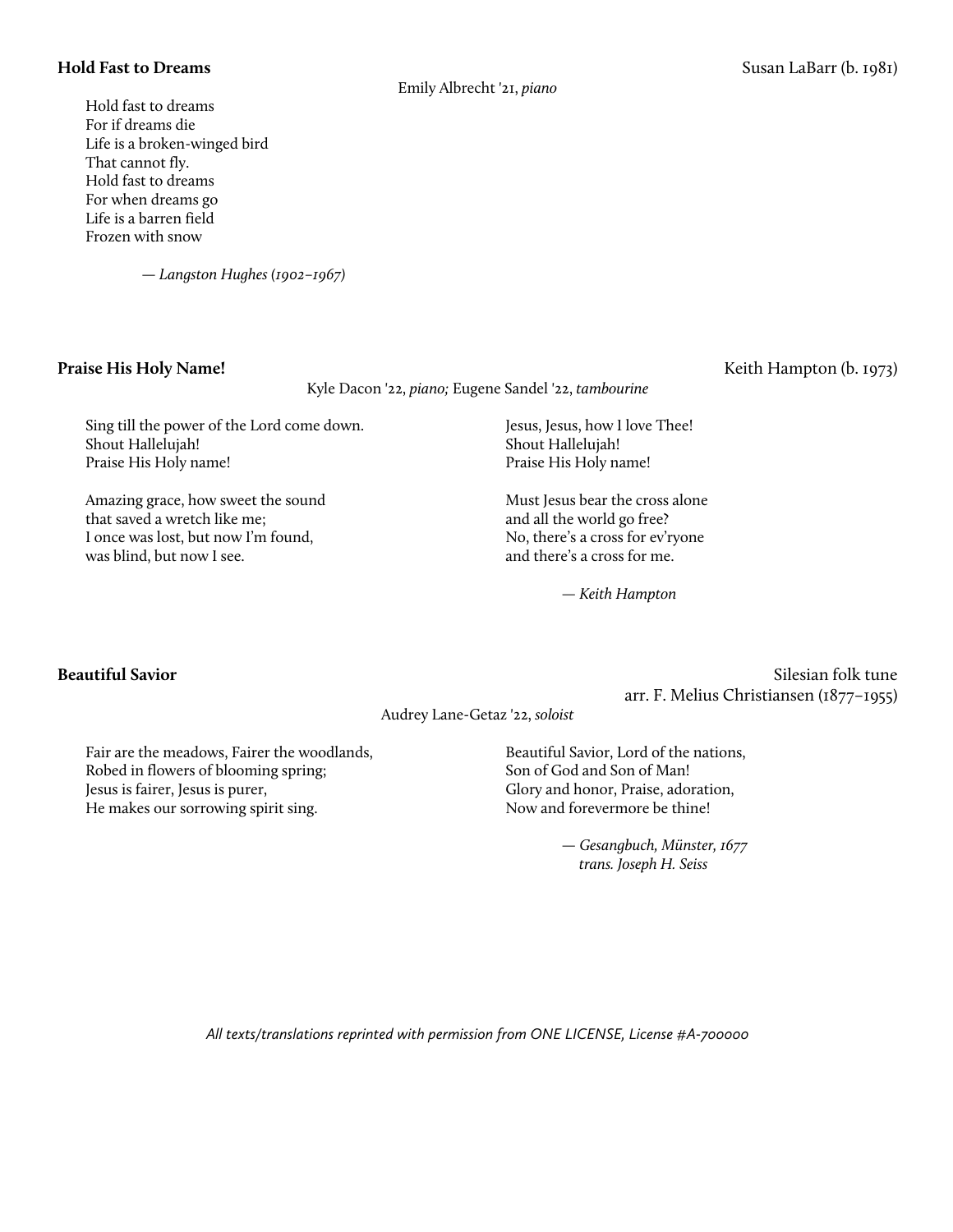**Hold Fast to Dreams** Susan LaBarr (b. 1981)

Emily Albrecht '21, *piano*

Hold fast to dreams
For if dreams die
Life is a broken-winged bird
That cannot fly.
Hold fast to dreams
For when dreams go
Life is a barren field
Frozen with snow

— *Langston Hughes (1902–1967)*

**Praise His Holy Name!** Keith Hampton (b. 1973)

Kyle Dacon '22, *piano;* Eugene Sandel '22, *tambourine*

Sing till the power of the Lord come down.
Shout Hallelujah!
Praise His Holy name!

Amazing grace, how sweet the sound
that saved a wretch like me;
I once was lost, but now I'm found,
was blind, but now I see.

Jesus, Jesus, how I love Thee!
Shout Hallelujah!
Praise His Holy name!

Must Jesus bear the cross alone
and all the world go free?
No, there's a cross for ev'ryone
and there's a cross for me.

— *Keith Hampton*

**Beautiful Savior** Silesian folk tune
arr. F. Melius Christiansen (1877–1955)

Audrey Lane-Getaz '22, *soloist*

Fair are the meadows, Fairer the woodlands,
Robed in flowers of blooming spring;
Jesus is fairer, Jesus is purer,
He makes our sorrowing spirit sing.

Beautiful Savior, Lord of the nations,
Son of God and Son of Man!
Glory and honor, Praise, adoration,
Now and forevermore be thine!

— *Gesangbuch, Münster, 1677*
*trans. Joseph H. Seiss*

*All texts/translations reprinted with permission from ONE LICENSE, License #A-700000*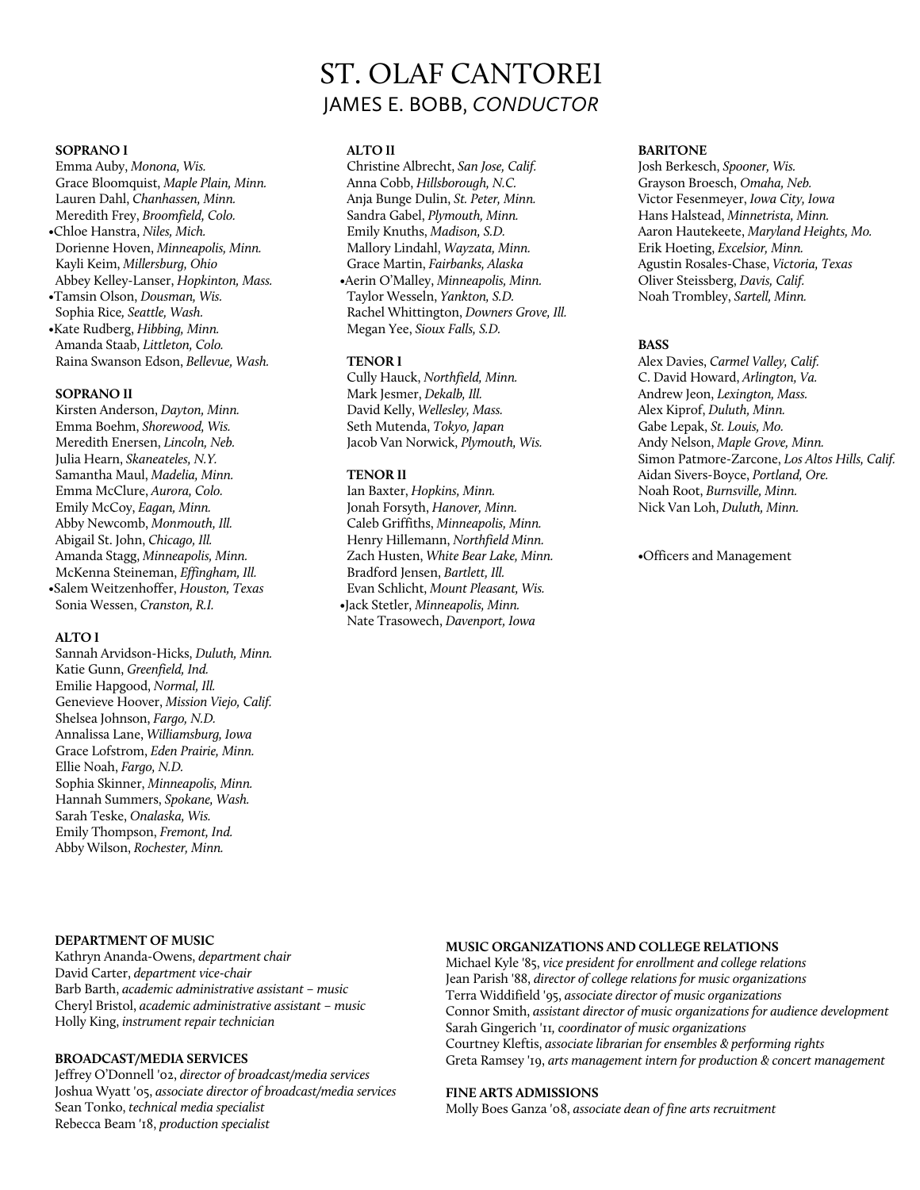# ST. OLAF CANTOREI

## JAMES E. BOBB, *CONDUCTOR*

**SOPRANO I**

Emma Auby, *Monona, Wis.*
Grace Bloomquist, *Maple Plain, Minn.*
Lauren Dahl, *Chanhassen, Minn.*
Meredith Frey, *Broomfield, Colo.*
•Chloe Hanstra, *Niles, Mich.*
Dorienne Hoven, *Minneapolis, Minn.*
Kayli Keim, *Millersburg, Ohio*
Abbey Kelley-Lanser, *Hopkinton, Mass.*
•Tamsin Olson, *Dousman, Wis.*
Sophia Rice, *Seattle, Wash.*
•Kate Rudberg, *Hibbing, Minn.*
Amanda Staab, *Littleton, Colo.*
Raina Swanson Edson, *Bellevue, Wash.*

**SOPRANO II**

Kirsten Anderson, *Dayton, Minn.*
Emma Boehm, *Shorewood, Wis.*
Meredith Enersen, *Lincoln, Neb.*
Julia Hearn, *Skaneateles, N.Y.*
Samantha Maul, *Madelia, Minn.*
Emma McClure, *Aurora, Colo.*
Emily McCoy, *Eagan, Minn.*
Abby Newcomb, *Monmouth, Ill.*
Abigail St. John, *Chicago, Ill.*
Amanda Stagg, *Minneapolis, Minn.*
McKenna Steineman, *Effingham, Ill.*
•Salem Weitzenhoffer, *Houston, Texas*
Sonia Wessen, *Cranston, R.I.*

**ALTO I**

Sannah Arvidson-Hicks, *Duluth, Minn.*
Katie Gunn, *Greenfield, Ind.*
Emilie Hapgood, *Normal, Ill.*
Genevieve Hoover, *Mission Viejo, Calif.*
Shelsea Johnson, *Fargo, N.D.*
Annalissa Lane, *Williamsburg, Iowa*
Grace Lofstrom, *Eden Prairie, Minn.*
Ellie Noah, *Fargo, N.D.*
Sophia Skinner, *Minneapolis, Minn.*
Hannah Summers, *Spokane, Wash.*
Sarah Teske, *Onalaska, Wis.*
Emily Thompson, *Fremont, Ind.*
Abby Wilson, *Rochester, Minn.*

**ALTO II**

Christine Albrecht, *San Jose, Calif.*
Anna Cobb, *Hillsborough, N.C.*
Anja Bunge Dulin, *St. Peter, Minn.*
Sandra Gabel, *Plymouth, Minn.*
Emily Knuths, *Madison, S.D.*
Mallory Lindahl, *Wayzata, Minn.*
Grace Martin, *Fairbanks, Alaska*
•Aerin O'Malley, *Minneapolis, Minn.*
Taylor Wesseln, *Yankton, S.D.*
Rachel Whittington, *Downers Grove, Ill.*
Megan Yee, *Sioux Falls, S.D.*

**TENOR I**

Cully Hauck, *Northfield, Minn.*
Mark Jesmer, *Dekalb, Ill.*
David Kelly, *Wellesley, Mass.*
Seth Mutenda, *Tokyo, Japan*
Jacob Van Norwick, *Plymouth, Wis.*

**TENOR II**

Ian Baxter, *Hopkins, Minn.*
Jonah Forsyth, *Hanover, Minn.*
Caleb Griffiths, *Minneapolis, Minn.*
Henry Hillemann, *Northfield Minn.*
Zach Husten, *White Bear Lake, Minn.*
Bradford Jensen, *Bartlett, Ill.*
Evan Schlicht, *Mount Pleasant, Wis.*
•Jack Stetler, *Minneapolis, Minn.*
Nate Trasowech, *Davenport, Iowa*

**BARITONE**

Josh Berkesch, *Spooner, Wis.*
Grayson Broesch, *Omaha, Neb.*
Victor Fesenmeyer, *Iowa City, Iowa*
Hans Halstead, *Minnetrista, Minn.*
Aaron Hautekeete, *Maryland Heights, Mo.*
Erik Hoeting, *Excelsior, Minn.*
Agustin Rosales-Chase, *Victoria, Texas*
Oliver Steissberg, *Davis, Calif.*
Noah Trombley, *Sartell, Minn.*

**BASS**

Alex Davies, *Carmel Valley, Calif.*
C. David Howard, *Arlington, Va.*
Andrew Jeon, *Lexington, Mass.*
Alex Kiprof, *Duluth, Minn.*
Gabe Lepak, *St. Louis, Mo.*
Andy Nelson, *Maple Grove, Minn.*
Simon Patmore-Zarcone, *Los Altos Hills, Calif.*
Aidan Sivers-Boyce, *Portland, Ore.*
Noah Root, *Burnsville, Minn.*
Nick Van Loh, *Duluth, Minn.*

•Officers and Management

**DEPARTMENT OF MUSIC**

Kathryn Ananda-Owens, *department chair*
David Carter, *department vice-chair*
Barb Barth, *academic administrative assistant – music*
Cheryl Bristol, *academic administrative assistant – music*
Holly King, *instrument repair technician*

**BROADCAST/MEDIA SERVICES**

Jeffrey O'Donnell '02, *director of broadcast/media services*
Joshua Wyatt '05, *associate director of broadcast/media services*
Sean Tonko, *technical media specialist*
Rebecca Beam '18, *production specialist*

**MUSIC ORGANIZATIONS AND COLLEGE RELATIONS**

Michael Kyle '85, *vice president for enrollment and college relations*
Jean Parish '88, *director of college relations for music organizations*
Terra Widdifield '95, *associate director of music organizations*
Connor Smith, *assistant director of music organizations for audience development*
Sarah Gingerich '11, *coordinator of music organizations*
Courtney Kleftis, *associate librarian for ensembles & performing rights*
Greta Ramsey '19, *arts management intern for production & concert management*

**FINE ARTS ADMISSIONS**

Molly Boes Ganza '08, *associate dean of fine arts recruitment*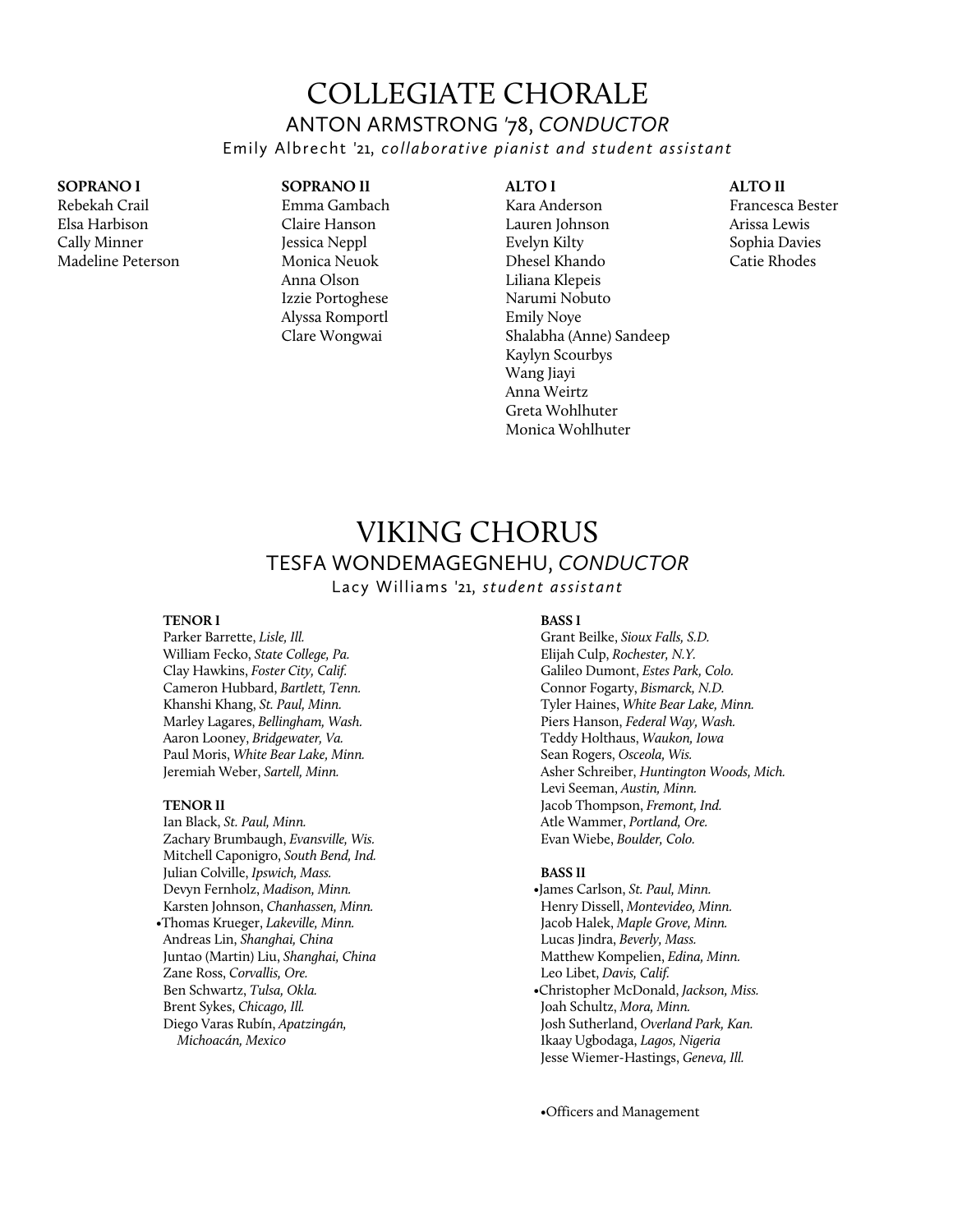# COLLEGIATE CHORALE

## ANTON ARMSTRONG '78, *CONDUCTOR*

Emily Albrecht '21, *collaborative pianist and student assistant*

**SOPRANO I**
Rebekah Crail
Elsa Harbison
Cally Minner
Madeline Peterson

**SOPRANO II**
Emma Gambach
Claire Hanson
Jessica Neppl
Monica Neuok
Anna Olson
Izzie Portoghese
Alyssa Romportl
Clare Wongwai

**ALTO I**
Kara Anderson
Lauren Johnson
Evelyn Kilty
Dhesel Khando
Liliana Klepeis
Narumi Nobuto
Emily Noye
Shalabha (Anne) Sandeep
Kaylyn Scourbys
Wang Jiayi
Anna Weirtz
Greta Wohlhuter
Monica Wohlhuter

**ALTO II**
Francesca Bester
Arissa Lewis
Sophia Davies
Catie Rhodes

# VIKING CHORUS

## TESFA WONDEMAGEGNEHU, *CONDUCTOR*

Lacy Williams '21, *student assistant*

**TENOR I**
Parker Barrette, *Lisle, Ill.*
William Fecko, *State College, Pa.*
Clay Hawkins, *Foster City, Calif.*
Cameron Hubbard, *Bartlett, Tenn.*
Khanshi Khang, *St. Paul, Minn.*
Marley Lagares, *Bellingham, Wash.*
Aaron Looney, *Bridgewater, Va.*
Paul Moris, *White Bear Lake, Minn.*
Jeremiah Weber, *Sartell, Minn.*

**TENOR II**
Ian Black, *St. Paul, Minn.*
Zachary Brumbaugh, *Evansville, Wis.*
Mitchell Caponigro, *South Bend, Ind.*
Julian Colville, *Ipswich, Mass.*
Devyn Fernholz, *Madison, Minn.*
Karsten Johnson, *Chanhassen, Minn.*
•Thomas Krueger, *Lakeville, Minn.*
Andreas Lin, *Shanghai, China*
Juntao (Martin) Liu, *Shanghai, China*
Zane Ross, *Corvallis, Ore.*
Ben Schwartz, *Tulsa, Okla.*
Brent Sykes, *Chicago, Ill.*
Diego Varas Rubín, *Apatzingán, Michoacán, Mexico*

**BASS I**
Grant Beilke, *Sioux Falls, S.D.*
Elijah Culp, *Rochester, N.Y.*
Galileo Dumont, *Estes Park, Colo.*
Connor Fogarty, *Bismarck, N.D.*
Tyler Haines, *White Bear Lake, Minn.*
Piers Hanson, *Federal Way, Wash.*
Teddy Holthaus, *Waukon, Iowa*
Sean Rogers, *Osceola, Wis.*
Asher Schreiber, *Huntington Woods, Mich.*
Levi Seeman, *Austin, Minn.*
Jacob Thompson, *Fremont, Ind.*
Atle Wammer, *Portland, Ore.*
Evan Wiebe, *Boulder, Colo.*

**BASS II**
•James Carlson, *St. Paul, Minn.*
Henry Dissell, *Montevideo, Minn.*
Jacob Halek, *Maple Grove, Minn.*
Lucas Jindra, *Beverly, Mass.*
Matthew Kompelien, *Edina, Minn.*
Leo Libet, *Davis, Calif.*
•Christopher McDonald, *Jackson, Miss.*
Joah Schultz, *Mora, Minn.*
Josh Sutherland, *Overland Park, Kan.*
Ikaay Ugbodaga, *Lagos, Nigeria*
Jesse Wiemer-Hastings, *Geneva, Ill.*

•Officers and Management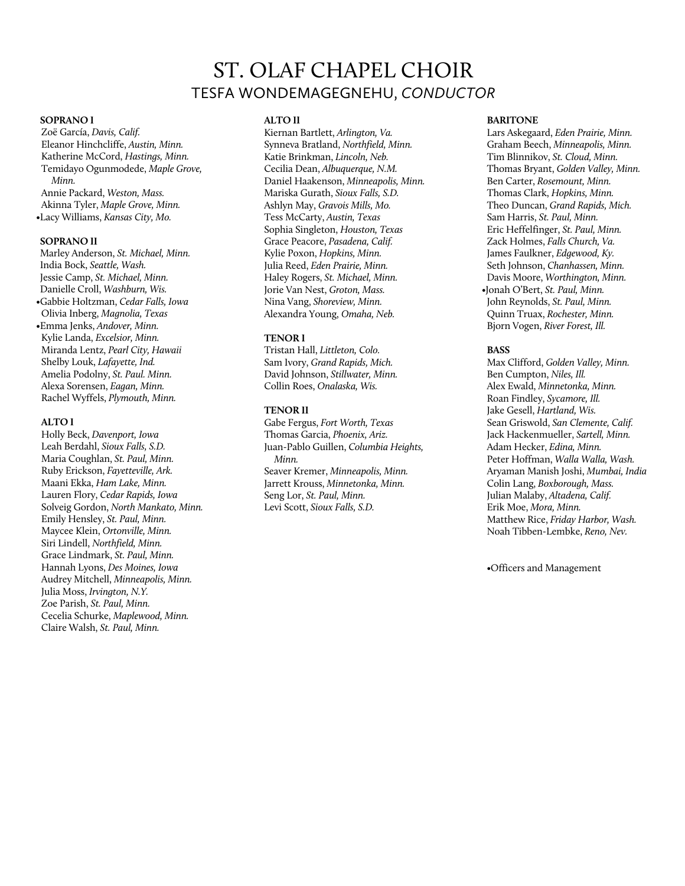# ST. OLAF CHAPEL CHOIR

## TESFA WONDEMAGEGNEHU, *CONDUCTOR*

**SOPRANO I**

Zoë García, *Davis, Calif.*
Eleanor Hinchcliffe, *Austin, Minn.*
Katherine McCord, *Hastings, Minn.*
Temidayo Ogunmodede, *Maple Grove, Minn.*
Annie Packard, *Weston, Mass.*
Akinna Tyler, *Maple Grove, Minn.*
•Lacy Williams, *Kansas City, Mo.*

**SOPRANO II**

Marley Anderson, *St. Michael, Minn.*
India Bock, *Seattle, Wash.*
Jessie Camp, *St. Michael, Minn.*
Danielle Croll, *Washburn, Wis.*
•Gabbie Holtzman, *Cedar Falls, Iowa*
Olivia Inberg, *Magnolia, Texas*
•Emma Jenks, *Andover, Minn.*
Kylie Landa, *Excelsior, Minn.*
Miranda Lentz, *Pearl City, Hawaii*
Shelby Louk, *Lafayette, Ind.*
Amelia Podolny, *St. Paul. Minn.*
Alexa Sorensen, *Eagan, Minn.*
Rachel Wyffels, *Plymouth, Minn.*

**ALTO I**

Holly Beck, *Davenport, Iowa*
Leah Berdahl, *Sioux Falls, S.D.*
Maria Coughlan, *St. Paul, Minn.*
Ruby Erickson, *Fayetteville, Ark.*
Maani Ekka, *Ham Lake, Minn.*
Lauren Flory, *Cedar Rapids, Iowa*
Solveig Gordon, *North Mankato, Minn.*
Emily Hensley, *St. Paul, Minn.*
Maycee Klein, *Ortonville, Minn.*
Siri Lindell, *Northfield, Minn.*
Grace Lindmark, *St. Paul, Minn.*
Hannah Lyons, *Des Moines, Iowa*
Audrey Mitchell, *Minneapolis, Minn.*
Julia Moss, *Irvington, N.Y.*
Zoe Parish, *St. Paul, Minn.*
Cecelia Schurke, *Maplewood, Minn.*
Claire Walsh, *St. Paul, Minn.*

**ALTO II**

Kiernan Bartlett, *Arlington, Va.*
Synneva Bratland, *Northfield, Minn.*
Katie Brinkman, *Lincoln, Neb.*
Cecilia Dean, *Albuquerque, N.M.*
Daniel Haakenson, *Minneapolis, Minn.*
Mariska Gurath, *Sioux Falls, S.D.*
Ashlyn May, *Gravois Mills, Mo.*
Tess McCarty, *Austin, Texas*
Sophia Singleton, *Houston, Texas*
Grace Peacore, *Pasadena, Calif.*
Kylie Poxon, *Hopkins, Minn.*
Julia Reed, *Eden Prairie, Minn.*
Haley Rogers, *St. Michael, Minn.*
Jorie Van Nest, *Groton, Mass.*
Nina Vang, *Shoreview, Minn.*
Alexandra Young, *Omaha, Neb.*

**TENOR I**

Tristan Hall, *Littleton, Colo.*
Sam Ivory, *Grand Rapids, Mich.*
David Johnson, *Stillwater, Minn.*
Collin Roes, *Onalaska, Wis.*

**TENOR II**

Gabe Fergus, *Fort Worth, Texas*
Thomas Garcia, *Phoenix, Ariz.*
Juan-Pablo Guillen, *Columbia Heights, Minn.*
Seaver Kremer, *Minneapolis, Minn.*
Jarrett Krouss, *Minnetonka, Minn.*
Seng Lor, *St. Paul, Minn.*
Levi Scott, *Sioux Falls, S.D.*

**BARITONE**

Lars Askegaard, *Eden Prairie, Minn.*
Graham Beech, *Minneapolis, Minn.*
Tim Blinnikov, *St. Cloud, Minn.*
Thomas Bryant, *Golden Valley, Minn.*
Ben Carter, *Rosemount, Minn.*
Thomas Clark, *Hopkins, Minn.*
Theo Duncan, *Grand Rapids, Mich.*
Sam Harris, *St. Paul, Minn.*
Eric Heffelfinger, *St. Paul, Minn.*
Zack Holmes, *Falls Church, Va.*
James Faulkner, *Edgewood, Ky.*
Seth Johnson, *Chanhassen, Minn.*
Davis Moore, *Worthington, Minn.*
•Jonah O'Bert, *St. Paul, Minn.*
John Reynolds, *St. Paul, Minn.*
Quinn Truax, *Rochester, Minn.*
Bjorn Vogen, *River Forest, Ill.*

**BASS**

Max Clifford, *Golden Valley, Minn.*
Ben Cumpton, *Niles, Ill.*
Alex Ewald, *Minnetonka, Minn.*
Roan Findley, *Sycamore, Ill.*
Jake Gesell, *Hartland, Wis.*
Sean Griswold, *San Clemente, Calif.*
Jack Hackenmueller, *Sartell, Minn.*
Adam Hecker, *Edina, Minn.*
Peter Hoffman, *Walla Walla, Wash.*
Aryaman Manish Joshi, *Mumbai, India*
Colin Lang, *Boxborough, Mass.*
Julian Malaby, *Altadena, Calif.*
Erik Moe, *Mora, Minn.*
Matthew Rice, *Friday Harbor, Wash.*
Noah Tibben-Lembke, *Reno, Nev.*

•Officers and Management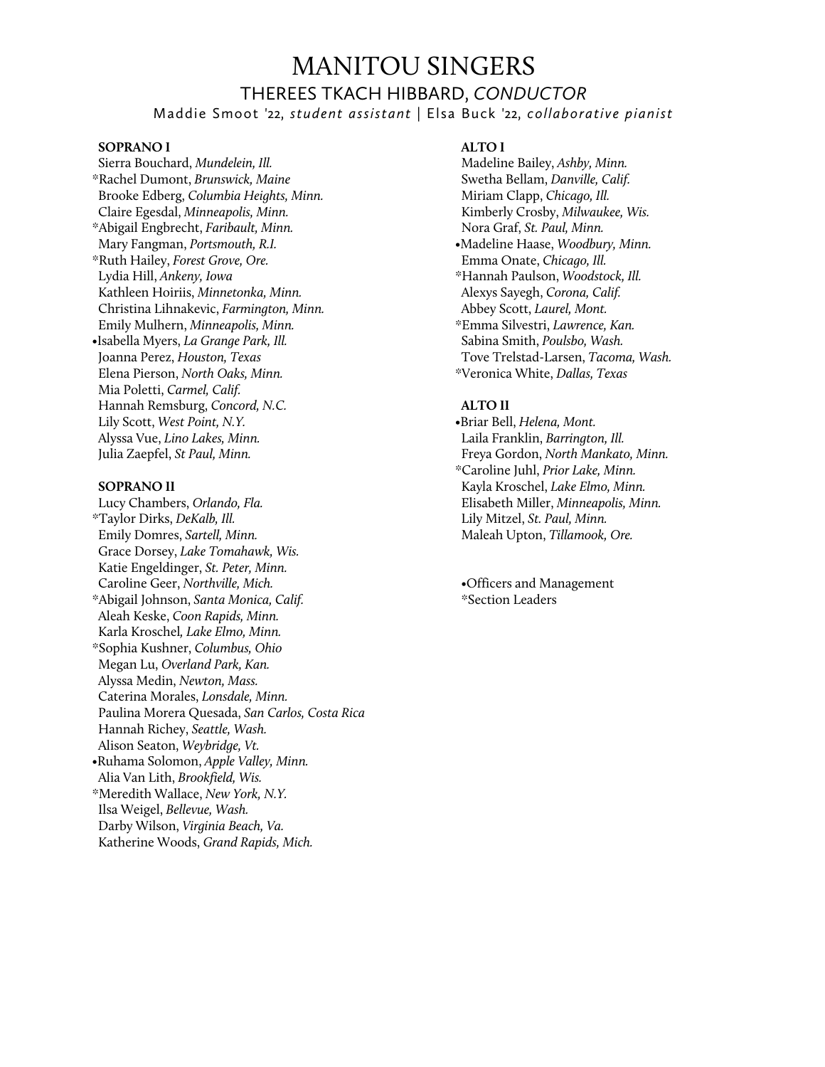# MANITOU SINGERS

## THEREES TKACH HIBBARD, *CONDUCTOR*

Maddie Smoot '22, *student assistant* | Elsa Buck '22, *collaborative pianist*

**SOPRANO I**

Sierra Bouchard, *Mundelein, Ill.*
*Rachel Dumont, *Brunswick, Maine*
Brooke Edberg, *Columbia Heights, Minn.*
Claire Egesdal, *Minneapolis, Minn.*
*Abigail Engbrecht, *Faribault, Minn.*
Mary Fangman, *Portsmouth, R.I.*
*Ruth Hailey, *Forest Grove, Ore.*
Lydia Hill, *Ankeny, Iowa*
Kathleen Hoiriis, *Minnetonka, Minn.*
Christina Lihnakevic, *Farmington, Minn.*
Emily Mulhern, *Minneapolis, Minn.*
•Isabella Myers, *La Grange Park, Ill.*
Joanna Perez, *Houston, Texas*
Elena Pierson, *North Oaks, Minn.*
Mia Poletti, *Carmel, Calif.*
Hannah Remsburg, *Concord, N.C.*
Lily Scott, *West Point, N.Y.*
Alyssa Vue, *Lino Lakes, Minn.*
Julia Zaepfel, *St Paul, Minn.*

**SOPRANO II**

Lucy Chambers, *Orlando, Fla.*
*Taylor Dirks, *DeKalb, Ill.*
Emily Domres, *Sartell, Minn.*
Grace Dorsey, *Lake Tomahawk, Wis.*
Katie Engeldinger, *St. Peter, Minn.*
Caroline Geer, *Northville, Mich.*
*Abigail Johnson, *Santa Monica, Calif.*
Aleah Keske, *Coon Rapids, Minn.*
Karla Kroschel, *Lake Elmo, Minn.*
*Sophia Kushner, *Columbus, Ohio*
Megan Lu, *Overland Park, Kan.*
Alyssa Medin, *Newton, Mass.*
Caterina Morales, *Lonsdale, Minn.*
Paulina Morera Quesada, *San Carlos, Costa Rica*
Hannah Richey, *Seattle, Wash.*
Alison Seaton, *Weybridge, Vt.*
•Ruhama Solomon, *Apple Valley, Minn.*
Alia Van Lith, *Brookfield, Wis.*
*Meredith Wallace, *New York, N.Y.*
Ilsa Weigel, *Bellevue, Wash.*
Darby Wilson, *Virginia Beach, Va.*
Katherine Woods, *Grand Rapids, Mich.*

**ALTO I**

Madeline Bailey, *Ashby, Minn.*
Swetha Bellam, *Danville, Calif.*
Miriam Clapp, *Chicago, Ill.*
Kimberly Crosby, *Milwaukee, Wis.*
Nora Graf, *St. Paul, Minn.*
•Madeline Haase, *Woodbury, Minn.*
Emma Onate, *Chicago, Ill.*
*Hannah Paulson, *Woodstock, Ill.*
Alexys Sayegh, *Corona, Calif.*
Abbey Scott, *Laurel, Mont.*
*Emma Silvestri, *Lawrence, Kan.*
Sabina Smith, *Poulsbo, Wash.*
Tove Trelstad-Larsen, *Tacoma, Wash.*
*Veronica White, *Dallas, Texas*

**ALTO II**

•Briar Bell, *Helena, Mont.*
Laila Franklin, *Barrington, Ill.*
Freya Gordon, *North Mankato, Minn.*
*Caroline Juhl, *Prior Lake, Minn.*
Kayla Kroschel, *Lake Elmo, Minn.*
Elisabeth Miller, *Minneapolis, Minn.*
Lily Mitzel, *St. Paul, Minn.*
Maleah Upton, *Tillamook, Ore.*

•Officers and Management
*Section Leaders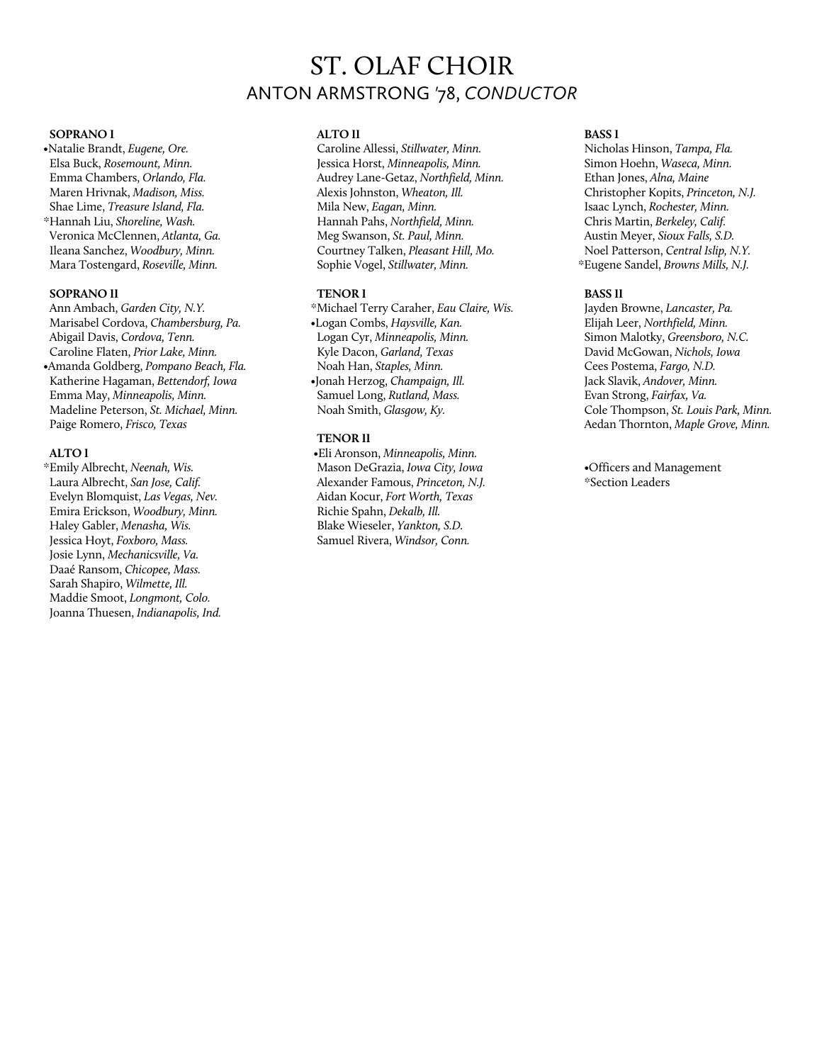# ST. OLAF CHOIR

## ANTON ARMSTRONG '78, *CONDUCTOR*

**SOPRANO I**

•Natalie Brandt, *Eugene, Ore.*
Elsa Buck, *Rosemount, Minn.*
Emma Chambers, *Orlando, Fla.*
Maren Hrivnak, *Madison, Miss.*
Shae Lime, *Treasure Island, Fla.*
*Hannah Liu, *Shoreline, Wash.*
Veronica McClennen, *Atlanta, Ga.*
Ileana Sanchez, *Woodbury, Minn.*
Mara Tostengard, *Roseville, Minn.*

**SOPRANO II**

Ann Ambach, *Garden City, N.Y.*
Marisabel Cordova, *Chambersburg, Pa.*
Abigail Davis, *Cordova, Tenn.*
Caroline Flaten, *Prior Lake, Minn.*
•Amanda Goldberg, *Pompano Beach, Fla.*
Katherine Hagaman, *Bettendorf, Iowa*
Emma May, *Minneapolis, Minn.*
Madeline Peterson, *St. Michael, Minn.*
Paige Romero, *Frisco, Texas*

**ALTO I**

*Emily Albrecht, *Neenah, Wis.*
Laura Albrecht, *San Jose, Calif.*
Evelyn Blomquist, *Las Vegas, Nev.*
Emira Erickson, *Woodbury, Minn.*
Haley Gabler, *Menasha, Wis.*
Jessica Hoyt, *Foxboro, Mass.*
Josie Lynn, *Mechanicsville, Va.*
Daaé Ransom, *Chicopee, Mass.*
Sarah Shapiro, *Wilmette, Ill.*
Maddie Smoot, *Longmont, Colo.*
Joanna Thuesen, *Indianapolis, Ind.*

**ALTO II**

Caroline Allessi, *Stillwater, Minn.*
Jessica Horst, *Minneapolis, Minn.*
Audrey Lane-Getaz, *Northfield, Minn.*
Alexis Johnston, *Wheaton, Ill.*
Mila New, *Eagan, Minn.*
Hannah Pahs, *Northfield, Minn.*
Meg Swanson, *St. Paul, Minn.*
Courtney Talken, *Pleasant Hill, Mo.*
Sophie Vogel, *Stillwater, Minn.*

**TENOR I**

*Michael Terry Caraher, *Eau Claire, Wis.*
•Logan Combs, *Haysville, Kan.*
Logan Cyr, *Minneapolis, Minn.*
Kyle Dacon, *Garland, Texas*
Noah Han, *Staples, Minn.*
•Jonah Herzog, *Champaign, Ill.*
Samuel Long, *Rutland, Mass.*
Noah Smith, *Glasgow, Ky.*

**TENOR II**

•Eli Aronson, *Minneapolis, Minn.*
Mason DeGrazia, *Iowa City, Iowa*
Alexander Famous, *Princeton, N.J.*
Aidan Kocur, *Fort Worth, Texas*
Richie Spahn, *Dekalb, Ill.*
Blake Wieseler, *Yankton, S.D.*
Samuel Rivera, *Windsor, Conn.*

**BASS I**

Nicholas Hinson, *Tampa, Fla.*
Simon Hoehn, *Waseca, Minn.*
Ethan Jones, *Alna, Maine*
Christopher Kopits, *Princeton, N.J.*
Isaac Lynch, *Rochester, Minn.*
Chris Martin, *Berkeley, Calif.*
Austin Meyer, *Sioux Falls, S.D.*
Noel Patterson, *Central Islip, N.Y.*
*Eugene Sandel, *Browns Mills, N.J.*

**BASS II**

Jayden Browne, *Lancaster, Pa.*
Elijah Leer, *Northfield, Minn.*
Simon Malotky, *Greensboro, N.C.*
David McGowan, *Nichols, Iowa*
Cees Postema, *Fargo, N.D.*
Jack Slavik, *Andover, Minn.*
Evan Strong, *Fairfax, Va.*
Cole Thompson, *St. Louis Park, Minn.*
Aedan Thornton, *Maple Grove, Minn.*

•Officers and Management
*Section Leaders